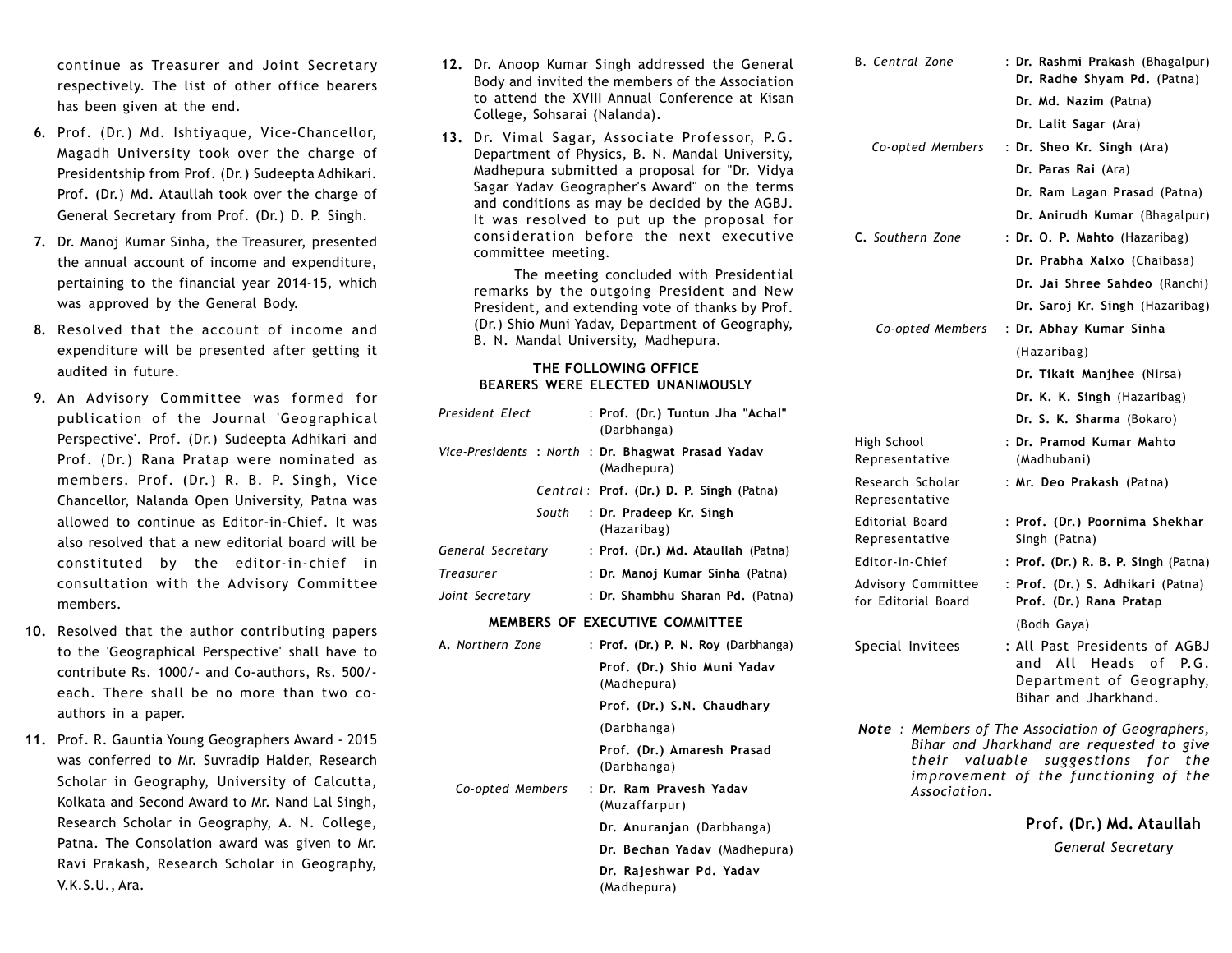continue as Treasurer and Joint Secretary respectively. The list of other office bearers has been given at the end.

6. Prof. (Dr.) Md. Ishtiyaque, Vice-Chancellor, Magadh University took over the charge of Presidentship from Prof. (Dr.) Sudeepta Adhikari. Prof. (Dr.) Md. Ataullah took over the charge of General Secretary from Prof. (Dr.) D. P. Singh.

7. Dr. Manoj Kumar Sinha, the Treasurer, presented the annual account of income and expenditure, pertaining to the financial year 2014-15, which was approved by the General Body.

8. Resolved that the account of income and expenditure will be presented after getting it audited in future.

9. An Advisory Committee was formed for publication of the Journal 'Geographical Perspective'. Prof. (Dr.) Sudeepta Adhikari and Prof. (Dr.) Rana Pratap were nominated as members. Prof. (Dr.) R. B. P. Singh, Vice Chancellor, Nalanda Open University, Patna was allowed to continue as Editor-in-Chief. It was also resolved that a new editorial board will be constituted by the editor-in-chief in consultation with the Advisory Committee members.

10. Resolved that the author contributing papers to the 'Geographical Perspective' shall have to contribute Rs. 1000/- and Co-authors, Rs. 500/- each. There shall be no more than two co-authors in a paper.

11. Prof. R. Gauntia Young Geographers Award - 2015 was conferred to Mr. Suvradip Halder, Research Scholar in Geography, University of Calcutta, Kolkata and Second Award to Mr. Nand Lal Singh, Research Scholar in Geography, A. N. College, Patna. The Consolation award was given to Mr. Ravi Prakash, Research Scholar in Geography, V.K.S.U., Ara.

12. Dr. Anoop Kumar Singh addressed the General Body and invited the members of the Association to attend the XVIII Annual Conference at Kisan College, Sohsarai (Nalanda).

13. Dr. Vimal Sagar, Associate Professor, P.G. Department of Physics, B. N. Mandal University, Madhepura submitted a proposal for "Dr. Vidya Sagar Yadav Geographer's Award" on the terms and conditions as may be decided by the AGBJ. It was resolved to put up the proposal for consideration before the next executive committee meeting.

The meeting concluded with Presidential remarks by the outgoing President and New President, and extending vote of thanks by Prof. (Dr.) Shio Muni Yadav, Department of Geography, B. N. Mandal University, Madhepura.

## THE FOLLOWING OFFICE BEARERS WERE ELECTED UNANIMOUSLY

*President Elect* : **Prof. (Dr.) Tuntun Jha "Achal"** (Darbhanga)

*Vice-Presidents* :
- *North* : **Dr. Bhagwat Prasad Yadav** (Madhepura)
- *Central* : **Prof. (Dr.) D. P. Singh** (Patna)
- *South* : **Dr. Pradeep Kr. Singh** (Hazaribag)

*General Secretary* : **Prof. (Dr.) Md. Ataullah** (Patna)

*Treasurer* : **Dr. Manoj Kumar Sinha** (Patna)

*Joint Secretary* : **Dr. Shambhu Sharan Pd.** (Patna)

## MEMBERS OF EXECUTIVE COMMITTEE

**A.** *Northern Zone* : **Prof. (Dr.) P. N. Roy** (Darbhanga), **Prof. (Dr.) Shio Muni Yadav** (Madhepura), **Prof. (Dr.) S.N. Chaudhary** (Darbhanga), **Prof. (Dr.) Amaresh Prasad** (Darbhanga)

*Co-opted Members* : **Dr. Ram Pravesh Yadav** (Muzaffarpur), **Dr. Anuranjan** (Darbhanga), **Dr. Bechan Yadav** (Madhepura), **Dr. Rajeshwar Pd. Yadav** (Madhepura)

B. *Central Zone* : **Dr. Rashmi Prakash** (Bhagalpur), **Dr. Radhe Shyam Pd.** (Patna), **Dr. Md. Nazim** (Patna), **Dr. Lalit Sagar** (Ara)

*Co-opted Members* : **Dr. Sheo Kr. Singh** (Ara), **Dr. Paras Rai** (Ara), **Dr. Ram Lagan Prasad** (Patna), **Dr. Anirudh Kumar** (Bhagalpur)

**C.** *Southern Zone* : **Dr. O. P. Mahto** (Hazaribag), **Dr. Prabha Xalxo** (Chaibasa), **Dr. Jai Shree Sahdeo** (Ranchi), **Dr. Saroj Kr. Singh** (Hazaribag)

*Co-opted Members* : **Dr. Abhay Kumar Sinha** (Hazaribag), **Dr. Tikait Manjhee** (Nirsa), **Dr. K. K. Singh** (Hazaribag), **Dr. S. K. Sharma** (Bokaro)

High School Representative : **Dr. Pramod Kumar Mahto** (Madhubani)

Research Scholar Representative : **Mr. Deo Prakash** (Patna)

Editorial Board Representative : **Prof. (Dr.) Poornima Shekhar** Singh (Patna)

Editor-in-Chief : **Prof. (Dr.) R. B. P. Sing**h (Patna)

Advisory Committee for Editorial Board : **Prof. (Dr.) S. Adhikari** (Patna), **Prof. (Dr.) Rana Pratap** (Bodh Gaya)

Special Invitees : All Past Presidents of AGBJ and All Heads of P.G. Department of Geography, Bihar and Jharkhand.

***Note*** : *Members of The Association of Geographers, Bihar and Jharkhand are requested to give their valuable suggestions for the improvement of the functioning of the Association.*

**Prof. (Dr.) Md. Ataullah**
*General Secretary*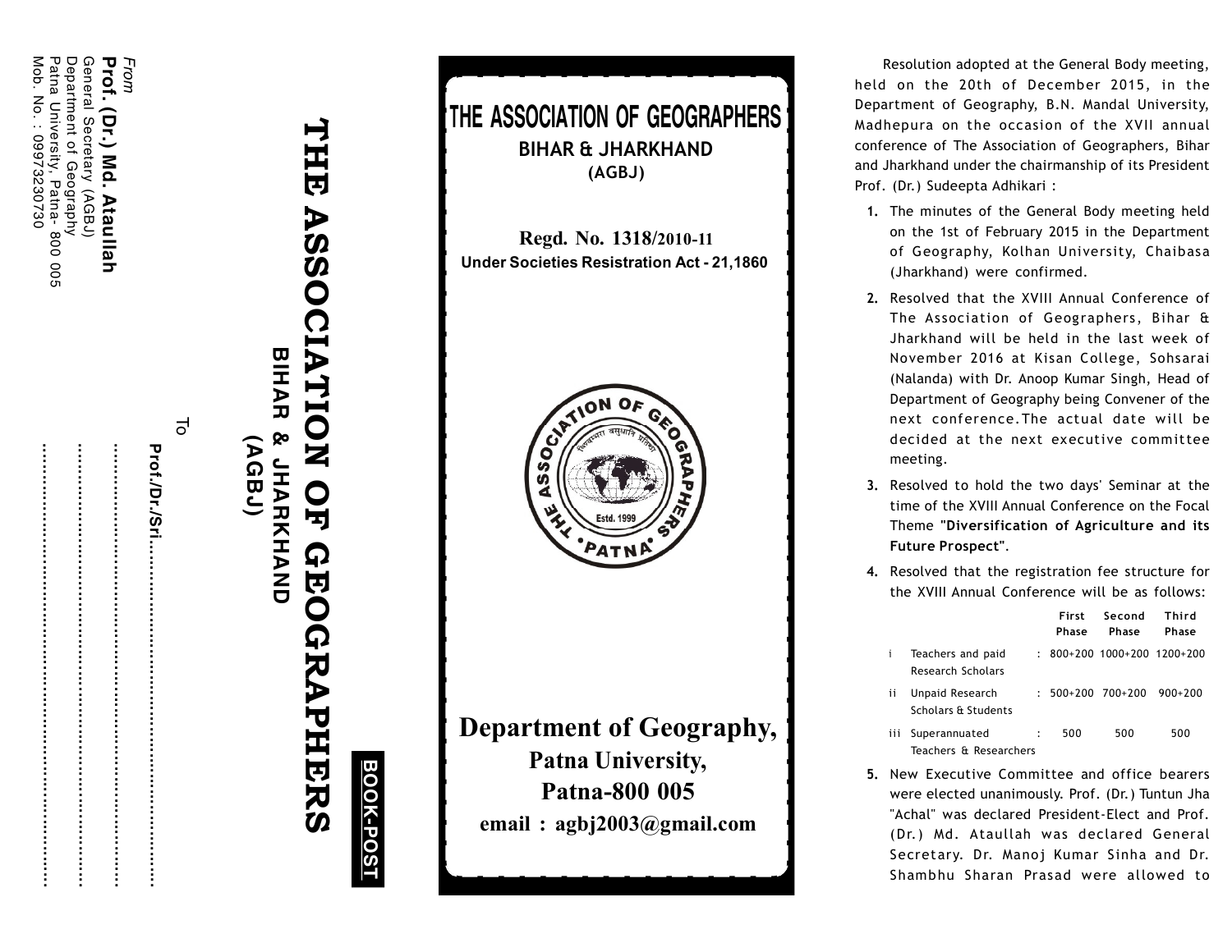From

**Prof. (Dr.) Md. Ataullah**
General Secretary (AGBJ)
Department of Geography
Patna University, Patna- 800 005
Mob. No. : 09973230730

# THE ASSOCIATION OF GEOGRAPHERS

**BIHAR & JHARKHAND**
**(AGBJ)**

**BOOK-POST**

To

**Prof./Dr./Sri.......................................................**

.......................................................

.......................................................

.......................................................

# THE ASSOCIATION OF GEOGRAPHERS

**BIHAR & JHARKHAND**
**(AGBJ)**

**Regd. No. 1318/2010-11**
**Under Societies Resistration Act - 21,1860**

## Department of Geography,

**Patna University,**
**Patna-800 005**
**email : agbj2003@gmail.com**

Resolution adopted at the General Body meeting, held on the 20th of December 2015, in the Department of Geography, B.N. Mandal University, Madhepura on the occasion of the XVII annual conference of The Association of Geographers, Bihar and Jharkhand under the chairmanship of its President Prof. (Dr.) Sudeepta Adhikari :

1. The minutes of the General Body meeting held on the 1st of February 2015 in the Department of Geography, Kolhan University, Chaibasa (Jharkhand) were confirmed.
2. Resolved that the XVIII Annual Conference of The Association of Geographers, Bihar & Jharkhand will be held in the last week of November 2016 at Kisan College, Sohsarai (Nalanda) with Dr. Anoop Kumar Singh, Head of Department of Geography being Convener of the next conference.The actual date will be decided at the next executive committee meeting.
3. Resolved to hold the two days' Seminar at the time of the XVIII Annual Conference on the Focal Theme **"Diversification of Agriculture and its Future Prospect"**.
4. Resolved that the registration fee structure for the XVIII Annual Conference will be as follows:

| | | | First Phase | Second Phase | Third Phase |
|---|---|---|---|---|---|
| i | Teachers and paid Research Scholars | : | 800+200 | 1000+200 | 1200+200 |
| ii | Unpaid Research Scholars & Students | : | 500+200 | 700+200 | 900+200 |
| iii | Superannuated Teachers & Researchers | : | 500 | 500 | 500 |

5. New Executive Committee and office bearers were elected unanimously. Prof. (Dr.) Tuntun Jha "Achal" was declared President-Elect and Prof. (Dr.) Md. Ataullah was declared General Secretary. Dr. Manoj Kumar Sinha and Dr. Shambhu Sharan Prasad were allowed to